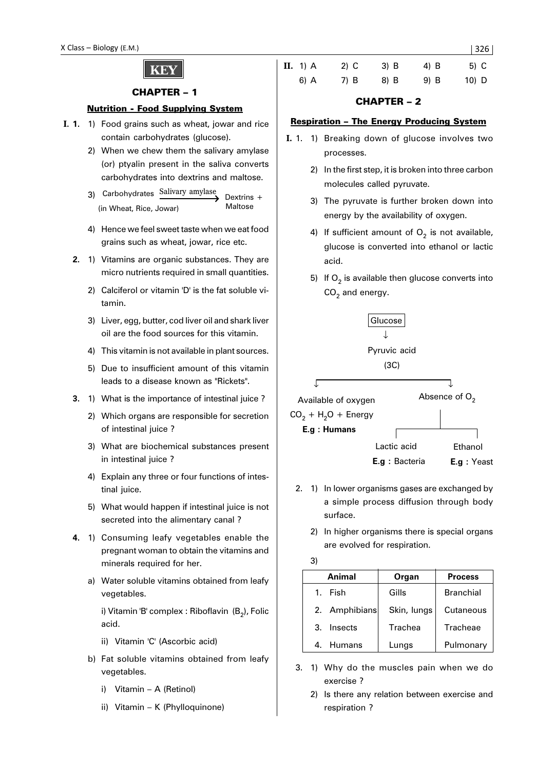# KEY

## CHAPTER – 1

### Nutrition - Food Supplying System

**I. 1.**

1) Food grains such as wheat, jowar and rice contain carbohydrates (glucose).
2) When we chew them the salivary amylase (or) ptyalin present in the saliva converts carbohydrates into dextrins and maltose.
3) Carbohydrates (in Wheat, Rice, Jowar) $\xrightarrow{\text{Salivary amylase}}$ Dextrins + Maltose
4) Hence we feel sweet taste when we eat food grains such as wheat, jowar, rice etc.

**2.**

1) Vitamins are organic substances. They are micro nutrients required in small quantities.
2) Calciferol or vitamin 'D' is the fat soluble vitamin.
3) Liver, egg, butter, cod liver oil and shark liver oil are the food sources for this vitamin.
4) This vitamin is not available in plant sources.
5) Due to insufficient amount of this vitamin leads to a disease known as "Rickets".

**3.**

1) What is the importance of intestinal juice ?
2) Which organs are responsible for secretion of intestinal juice ?
3) What are biochemical substances present in intestinal juice ?
4) Explain any three or four functions of intestinal juice.
5) What would happen if intestinal juice is not secreted into the alimentary canal ?

**4.**

1) Consuming leafy vegetables enable the pregnant woman to obtain the vitamins and minerals required for her.

a) Water soluble vitamins obtained from leafy vegetables.

i) Vitamin 'B' complex : Riboflavin ($B_2$), Folic acid.

ii) Vitamin 'C' (Ascorbic acid)

b) Fat soluble vitamins obtained from leafy vegetables.

i) Vitamin – A (Retinol)

ii) Vitamin – K (Phylloquinone)

**II.**

| | | | | |
|---|---|---|---|---|
| 1) A | 2) C | 3) B | 4) B | 5) C |
| 6) A | 7) B | 8) B | 9) B | 10) D |

## CHAPTER – 2

### Respiration – The Energy Producing System

**I. 1.**

1) Breaking down of glucose involves two processes.
2) In the first step, it is broken into three carbon molecules called pyruvate.
3) The pyruvate is further broken down into energy by the availability of oxygen.
4) If sufficient amount of $O_2$ is not available, glucose is converted into ethanol or lactic acid.
5) If $O_2$ is available then glucose converts into $CO_2$ and energy.

Glucose
↓
Pyruvic acid (3C)

- Available of oxygen → $CO_2 + H_2O$ + Energy — **E.g :** Humans
- Absence of $O_2$
  - Lactic acid — **E.g :** Bacteria
  - Ethanol — **E.g :** Yeast

**2.**

1) In lower organisms gases are exchanged by a simple process diffusion through body surface.
2) In higher organisms there is special organs are evolved for respiration.
3)

| Animal | Organ | Process |
|---|---|---|
| 1. Fish | Gills | Branchial |
| 2. Amphibians | Skin, lungs | Cutaneous |
| 3. Insects | Trachea | Tracheae |
| 4. Humans | Lungs | Pulmonary |

**3.**

1) Why do the muscles pain when we do exercise ?
2) Is there any relation between exercise and respiration ?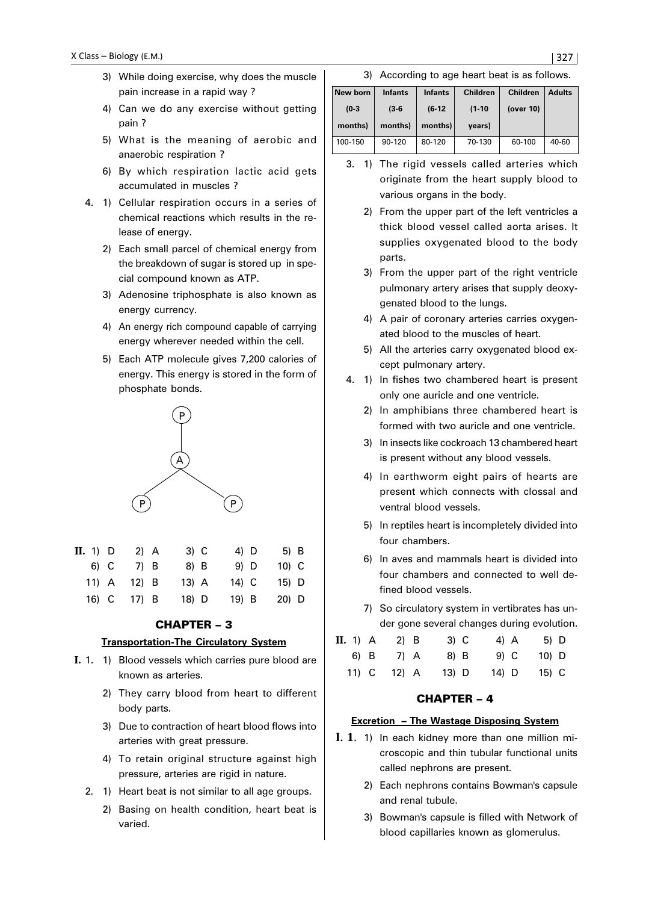3) While doing exercise, why does the muscle pain increase in a rapid way ?

4) Can we do any exercise without getting pain ?

5) What is the meaning of aerobic and anaerobic respiration ?

6) By which respiration lactic acid gets accumulated in muscles ?

4. 1) Cellular respiration occurs in a series of chemical reactions which results in the release of energy.

2) Each small parcel of chemical energy from the breakdown of sugar is stored up in special compound known as ATP.

3) Adenosine triphosphate is also known as energy currency.

4) An energy rich compound capable of carrying energy wherever needed within the cell.

5) Each ATP molecule gives 7,200 calories of energy. This energy is stored in the form of phosphate bonds.

```
        P
        |
        A
       / \
      P   P
```

**II.** 1) D 2) A 3) C 4) D 5) B
6) C 7) B 8) B 9) D 10) C
11) A 12) B 13) A 14) C 15) D
16) C 17) B 18) D 19) B 20) D

## CHAPTER – 3

### Transportation-The Circulatory System

**I.** 1. 1) Blood vessels which carries pure blood are known as arteries.

2) They carry blood from heart to different body parts.

3) Due to contraction of heart blood flows into arteries with great pressure.

4) To retain original structure against high pressure, arteries are rigid in nature.

2. 1) Heart beat is not similar to all age groups.

2) Basing on health condition, heart beat is varied.

3) According to age heart beat is as follows.

| New born (0-3 months) | Infants (3-6 months) | Infants (6-12 months) | Children (1-10 years) | Children (over 10) | Adults |
|---|---|---|---|---|---|
| 100-150 | 90-120 | 80-120 | 70-130 | 60-100 | 40-60 |

3. 1) The rigid vessels called arteries which originate from the heart supply blood to various organs in the body.

2) From the upper part of the left ventricles a thick blood vessel called aorta arises. It supplies oxygenated blood to the body parts.

3) From the upper part of the right ventricle pulmonary artery arises that supply deoxygenated blood to the lungs.

4) A pair of coronary arteries carries oxygenated blood to the muscles of heart.

5) All the arteries carry oxygenated blood except pulmonary artery.

4. 1) In fishes two chambered heart is present only one auricle and one ventricle.

2) In amphibians three chambered heart is formed with two auricle and one ventricle.

3) In insects like cockroach 13 chambered heart is present without any blood vessels.

4) In earthworm eight pairs of hearts are present which connects with clossal and ventral blood vessels.

5) In reptiles heart is incompletely divided into four chambers.

6) In aves and mammals heart is divided into four chambers and connected to well defined blood vessels.

7) So circulatory system in vertibrates has under gone several changes during evolution.

**II.** 1) A 2) B 3) C 4) A 5) D
6) B 7) A 8) B 9) C 10) D
11) C 12) A 13) D 14) D 15) C

## CHAPTER – 4

### Excretion – The Wastage Disposing System

**I. 1.** 1) In each kidney more than one million microscopic and thin tubular functional units called nephrons are present.

2) Each nephrons contains Bowman's capsule and renal tubule.

3) Bowman's capsule is filled with Network of blood capillaries known as glomerulus.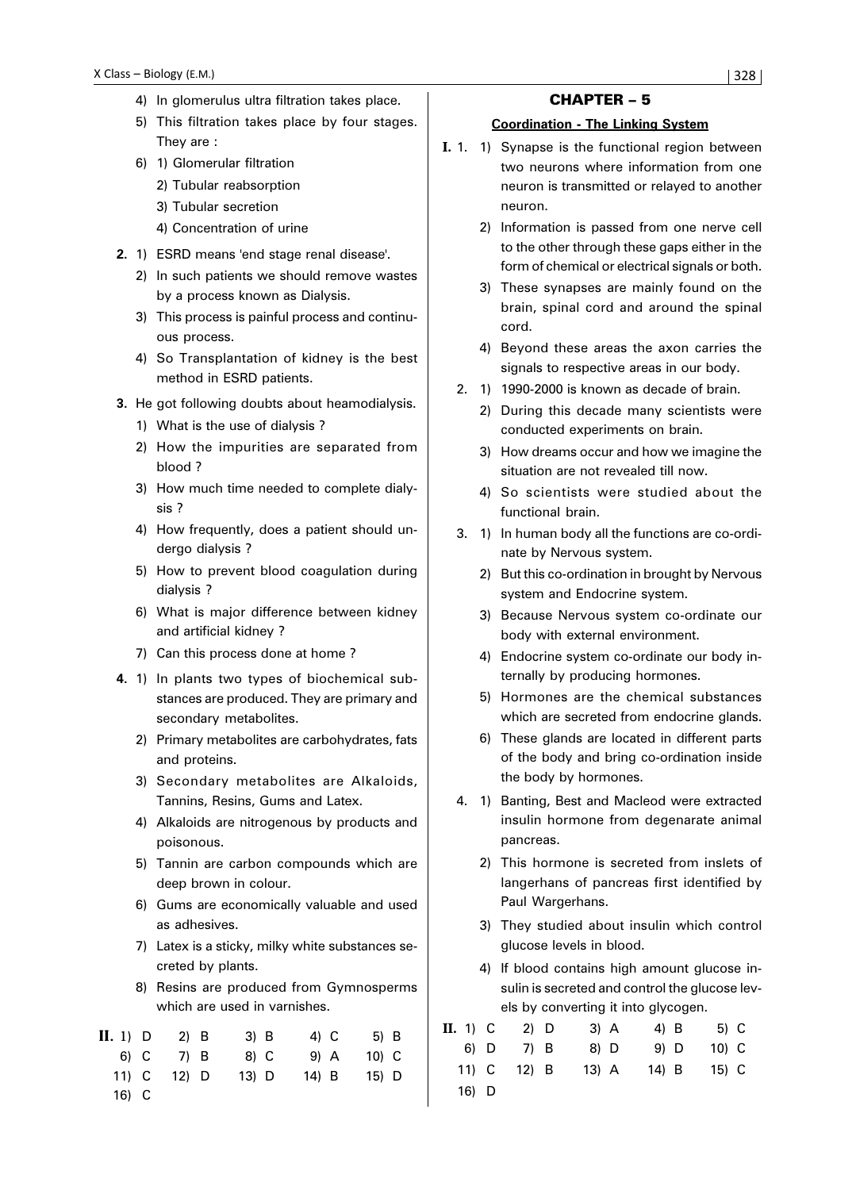4) In glomerulus ultra filtration takes place.

5) This filtration takes place by four stages. They are :

6) 1) Glomerular filtration

   2) Tubular reabsorption

   3) Tubular secretion

   4) Concentration of urine

**2.** 1) ESRD means 'end stage renal disease'.

2) In such patients we should remove wastes by a process known as Dialysis.

3) This process is painful process and continuous process.

4) So Transplantation of kidney is the best method in ESRD patients.

**3.** He got following doubts about heamodialysis.

1) What is the use of dialysis ?

2) How the impurities are separated from blood ?

3) How much time needed to complete dialysis ?

4) How frequently, does a patient should undergo dialysis ?

5) How to prevent blood coagulation during dialysis ?

6) What is major difference between kidney and artificial kidney ?

7) Can this process done at home ?

**4.** 1) In plants two types of biochemical substances are produced. They are primary and secondary metabolites.

2) Primary metabolites are carbohydrates, fats and proteins.

3) Secondary metabolites are Alkaloids, Tannins, Resins, Gums and Latex.

4) Alkaloids are nitrogenous by products and poisonous.

5) Tannin are carbon compounds which are deep brown in colour.

6) Gums are economically valuable and used as adhesives.

7) Latex is a sticky, milky white substances secreted by plants.

8) Resins are produced from Gymnosperms which are used in varnishes.

| | | | | |
|---|---|---|---|---|
| **II.** 1) D | 2) B | 3) B | 4) C | 5) B |
| 6) C | 7) B | 8) C | 9) A | 10) C |
| 11) C | 12) D | 13) D | 14) B | 15) D |
| 16) C | | | | |

## CHAPTER – 5

### Coordination - The Linking System

**I.** 1. 1) Synapse is the functional region between two neurons where information from one neuron is transmitted or relayed to another neuron.

2) Information is passed from one nerve cell to the other through these gaps either in the form of chemical or electrical signals or both.

3) These synapses are mainly found on the brain, spinal cord and around the spinal cord.

4) Beyond these areas the axon carries the signals to respective areas in our body.

2. 1) 1990-2000 is known as decade of brain.

2) During this decade many scientists were conducted experiments on brain.

3) How dreams occur and how we imagine the situation are not revealed till now.

4) So scientists were studied about the functional brain.

3. 1) In human body all the functions are co-ordinate by Nervous system.

2) But this co-ordination in brought by Nervous system and Endocrine system.

3) Because Nervous system co-ordinate our body with external environment.

4) Endocrine system co-ordinate our body internally by producing hormones.

5) Hormones are the chemical substances which are secreted from endocrine glands.

6) These glands are located in different parts of the body and bring co-ordination inside the body by hormones.

4. 1) Banting, Best and Macleod were extracted insulin hormone from degenarate animal pancreas.

2) This hormone is secreted from inslets of langerhans of pancreas first identified by Paul Wargerhans.

3) They studied about insulin which control glucose levels in blood.

4) If blood contains high amount glucose insulin is secreted and control the glucose levels by converting it into glycogen.

| | | | | |
|---|---|---|---|---|
| **II.** 1) C | 2) D | 3) A | 4) B | 5) C |
| 6) D | 7) B | 8) D | 9) D | 10) C |
| 11) C | 12) B | 13) A | 14) B | 15) C |
| 16) D | | | | |